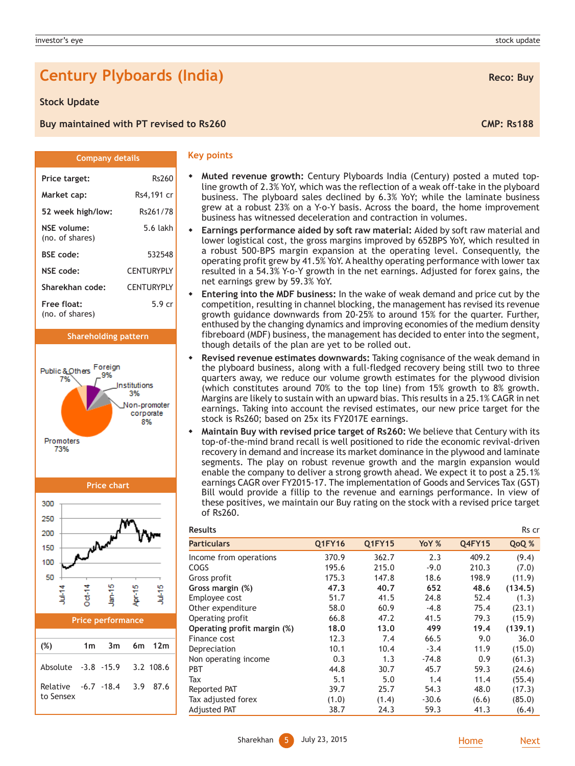# Century Plyboards (India)

**Reco: Buy**

## Stock Update

**Buy maintained with PT revised to Rs260**

**CMP: Rs188**

### Company details

| | |
|---|---|
| **Price target:** | Rs260 |
| **Market cap:** | Rs4,191 cr |
| **52 week high/low:** | Rs261/78 |
| **NSE volume:** (no. of shares) | 5.6 lakh |
| **BSE code:** | 532548 |
| **NSE code:** | CENTURYPLY |
| **Sharekhan code:** | CENTURYPLY |
| **Free float:** (no. of shares) | 5.9 cr |

### Shareholding pattern

Public & Others 7%, Foreign 9%, Institutions 3%, Non-promoter corporate 8%, Promoters 73%

### Price chart

### Price performance

| (%) | 1m | 3m | 6m | 12m |
|---|---|---|---|---|
| Absolute | -3.8 | -15.9 | 3.2 | 108.6 |
| Relative to Sensex | -6.7 | -18.4 | 3.9 | 87.6 |

### Key points

- **Muted revenue growth:** Century Plyboards India (Century) posted a muted top-line growth of 2.3% YoY, which was the reflection of a weak off-take in the plyboard business. The plyboard sales declined by 6.3% YoY; while the laminate business grew at a robust 23% on a Y-o-Y basis. Across the board, the home improvement business has witnessed deceleration and contraction in volumes.
- **Earnings performance aided by soft raw material:** Aided by soft raw material and lower logistical cost, the gross margins improved by 652BPS YoY, which resulted in a robust 500-BPS margin expansion at the operating level. Consequently, the operating profit grew by 41.5% YoY. A healthy operating performance with lower tax resulted in a 54.3% Y-o-Y growth in the net earnings. Adjusted for forex gains, the net earnings grew by 59.3% YoY.
- **Entering into the MDF business:** In the wake of weak demand and price cut by the competition, resulting in channel blocking, the management has revised its revenue growth guidance downwards from 20-25% to around 15% for the quarter. Further, enthused by the changing dynamics and improving economies of the medium density fibreboard (MDF) business, the management has decided to enter into the segment, though details of the plan are yet to be rolled out.
- **Revised revenue estimates downwards:** Taking cognisance of the weak demand in the plyboard business, along with a full-fledged recovery being still two to three quarters away, we reduce our volume growth estimates for the plywood division (which constitutes around 70% to the top line) from 15% growth to 8% growth. Margins are likely to sustain with an upward bias. This results in a 25.1% CAGR in net earnings. Taking into account the revised estimates, our new price target for the stock is Rs260; based on 25x its FY2017E earnings.
- **Maintain Buy with revised price target of Rs260:** We believe that Century with its top-of-the-mind brand recall is well positioned to ride the economic revival-driven recovery in demand and increase its market dominance in the plywood and laminate segments. The play on robust revenue growth and the margin expansion would enable the company to deliver a strong growth ahead. We expect it to post a 25.1% earnings CAGR over FY2015-17. The implementation of Goods and Services Tax (GST) Bill would provide a fillip to the revenue and earnings performance. In view of these positives, we maintain our Buy rating on the stock with a revised price target of Rs260.

**Results** Rs cr

| Particulars | Q1FY16 | Q1FY15 | YoY % | Q4FY15 | QoQ % |
|---|---|---|---|---|---|
| Income from operations | 370.9 | 362.7 | 2.3 | 409.2 | (9.4) |
| COGS | 195.6 | 215.0 | -9.0 | 210.3 | (7.0) |
| Gross profit | 175.3 | 147.8 | 18.6 | 198.9 | (11.9) |
| **Gross margin (%)** | **47.3** | **40.7** | **652** | **48.6** | **(134.5)** |
| Employee cost | 51.7 | 41.5 | 24.8 | 52.4 | (1.3) |
| Other expenditure | 58.0 | 60.9 | -4.8 | 75.4 | (23.1) |
| Operating profit | 66.8 | 47.2 | 41.5 | 79.3 | (15.9) |
| **Operating profit margin (%)** | **18.0** | **13.0** | **499** | **19.4** | **(139.1)** |
| Finance cost | 12.3 | 7.4 | 66.5 | 9.0 | 36.0 |
| Depreciation | 10.1 | 10.4 | -3.4 | 11.9 | (15.0) |
| Non operating income | 0.3 | 1.3 | -74.8 | 0.9 | (61.3) |
| PBT | 44.8 | 30.7 | 45.7 | 59.3 | (24.6) |
| Tax | 5.1 | 5.0 | 1.4 | 11.4 | (55.4) |
| Reported PAT | 39.7 | 25.7 | 54.3 | 48.0 | (17.3) |
| Tax adjusted forex | (1.0) | (1.4) | -30.6 | (6.6) | (85.0) |
| Adjusted PAT | 38.7 | 24.3 | 59.3 | 41.3 | (6.4) |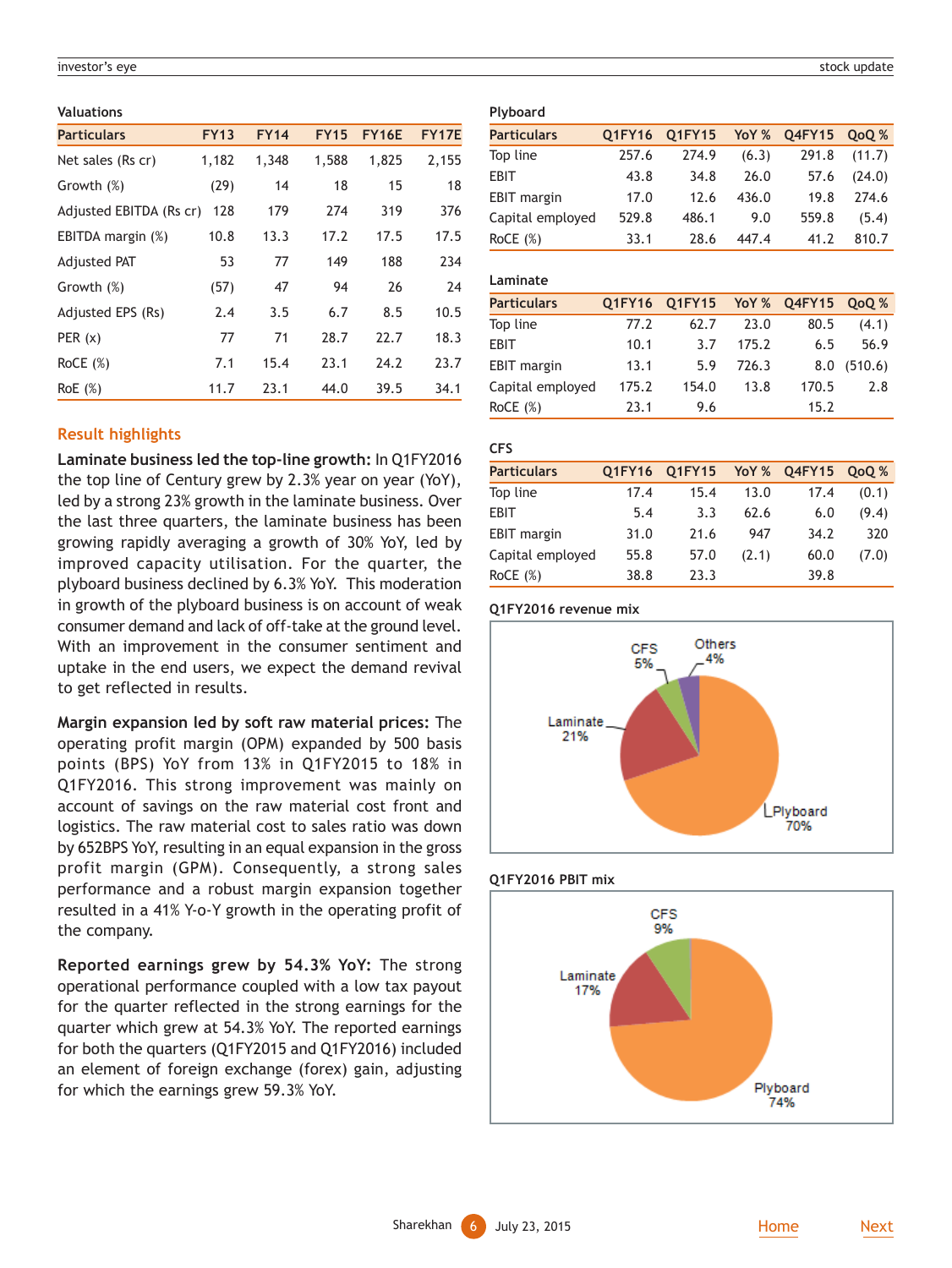### Valuations

| Particulars | FY13 | FY14 | FY15 | FY16E | FY17E |
|---|---|---|---|---|---|
| Net sales (Rs cr) | 1,182 | 1,348 | 1,588 | 1,825 | 2,155 |
| Growth (%) | (29) | 14 | 18 | 15 | 18 |
| Adjusted EBITDA (Rs cr) | 128 | 179 | 274 | 319 | 376 |
| EBITDA margin (%) | 10.8 | 13.3 | 17.2 | 17.5 | 17.5 |
| Adjusted PAT | 53 | 77 | 149 | 188 | 234 |
| Growth (%) | (57) | 47 | 94 | 26 | 24 |
| Adjusted EPS (Rs) | 2.4 | 3.5 | 6.7 | 8.5 | 10.5 |
| PER (x) | 77 | 71 | 28.7 | 22.7 | 18.3 |
| RoCE (%) | 7.1 | 15.4 | 23.1 | 24.2 | 23.7 |
| RoE (%) | 11.7 | 23.1 | 44.0 | 39.5 | 34.1 |

## Result highlights

**Laminate business led the top-line growth:** In Q1FY2016 the top line of Century grew by 2.3% year on year (YoY), led by a strong 23% growth in the laminate business. Over the last three quarters, the laminate business has been growing rapidly averaging a growth of 30% YoY, led by improved capacity utilisation. For the quarter, the plyboard business declined by 6.3% YoY. This moderation in growth of the plyboard business is on account of weak consumer demand and lack of off-take at the ground level. With an improvement in the consumer sentiment and uptake in the end users, we expect the demand revival to get reflected in results.

**Margin expansion led by soft raw material prices:** The operating profit margin (OPM) expanded by 500 basis points (BPS) YoY from 13% in Q1FY2015 to 18% in Q1FY2016. This strong improvement was mainly on account of savings on the raw material cost front and logistics. The raw material cost to sales ratio was down by 652BPS YoY, resulting in an equal expansion in the gross profit margin (GPM). Consequently, a strong sales performance and a robust margin expansion together resulted in a 41% Y-o-Y growth in the operating profit of the company.

**Reported earnings grew by 54.3% YoY:** The strong operational performance coupled with a low tax payout for the quarter reflected in the strong earnings for the quarter which grew at 54.3% YoY. The reported earnings for both the quarters (Q1FY2015 and Q1FY2016) included an element of foreign exchange (forex) gain, adjusting for which the earnings grew 59.3% YoY.

### Plyboard

| Particulars | Q1FY16 | Q1FY15 | YoY % | Q4FY15 | QoQ % |
|---|---|---|---|---|---|
| Top line | 257.6 | 274.9 | (6.3) | 291.8 | (11.7) |
| EBIT | 43.8 | 34.8 | 26.0 | 57.6 | (24.0) |
| EBIT margin | 17.0 | 12.6 | 436.0 | 19.8 | 274.6 |
| Capital employed | 529.8 | 486.1 | 9.0 | 559.8 | (5.4) |
| RoCE (%) | 33.1 | 28.6 | 447.4 | 41.2 | 810.7 |

### Laminate

| Particulars | Q1FY16 | Q1FY15 | YoY % | Q4FY15 | QoQ % |
|---|---|---|---|---|---|
| Top line | 77.2 | 62.7 | 23.0 | 80.5 | (4.1) |
| EBIT | 10.1 | 3.7 | 175.2 | 6.5 | 56.9 |
| EBIT margin | 13.1 | 5.9 | 726.3 | 8.0 | (510.6) |
| Capital employed | 175.2 | 154.0 | 13.8 | 170.5 | 2.8 |
| RoCE (%) | 23.1 | 9.6 | | 15.2 | |

### CFS

| Particulars | Q1FY16 | Q1FY15 | YoY % | Q4FY15 | QoQ % |
|---|---|---|---|---|---|
| Top line | 17.4 | 15.4 | 13.0 | 17.4 | (0.1) |
| EBIT | 5.4 | 3.3 | 62.6 | 6.0 | (9.4) |
| EBIT margin | 31.0 | 21.6 | 947 | 34.2 | 320 |
| Capital employed | 55.8 | 57.0 | (2.1) | 60.0 | (7.0) |
| RoCE (%) | 38.8 | 23.3 | | 39.8 | |

### Q1FY2016 revenue mix

Plyboard 70%, Laminate 21%, CFS 5%, Others 4%

### Q1FY2016 PBIT mix

Plyboard 74%, Laminate 17%, CFS 9%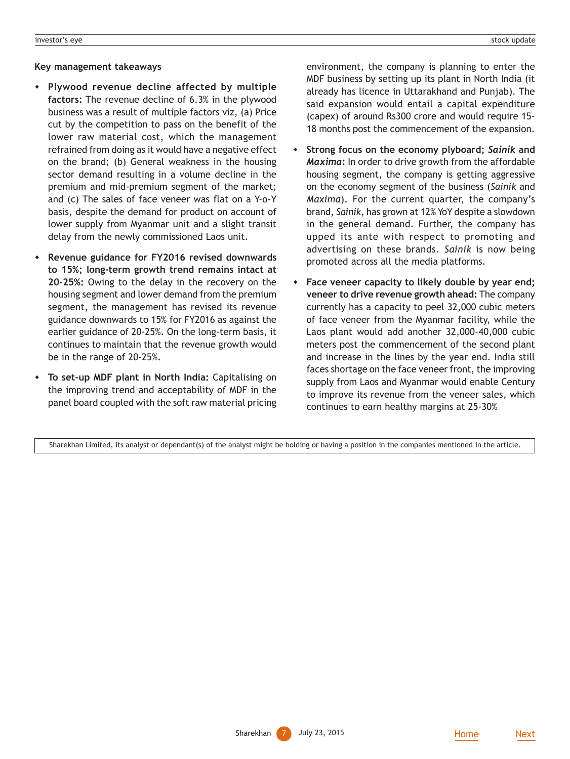### Key management takeaways

- **Plywood revenue decline affected by multiple factors:** The revenue decline of 6.3% in the plywood business was a result of multiple factors viz, (a) Price cut by the competition to pass on the benefit of the lower raw material cost, which the management refrained from doing as it would have a negative effect on the brand; (b) General weakness in the housing sector demand resulting in a volume decline in the premium and mid-premium segment of the market; and (c) The sales of face veneer was flat on a Y-o-Y basis, despite the demand for product on account of lower supply from Myanmar unit and a slight transit delay from the newly commissioned Laos unit.

- **Revenue guidance for FY2016 revised downwards to 15%; long-term growth trend remains intact at 20-25%:** Owing to the delay in the recovery on the housing segment and lower demand from the premium segment, the management has revised its revenue guidance downwards to 15% for FY2016 as against the earlier guidance of 20-25%. On the long-term basis, it continues to maintain that the revenue growth would be in the range of 20-25%.

- **To set-up MDF plant in North India:** Capitalising on the improving trend and acceptability of MDF in the panel board coupled with the soft raw material pricing environment, the company is planning to enter the MDF business by setting up its plant in North India (it already has licence in Uttarakhand and Punjab). The said expansion would entail a capital expenditure (capex) of around Rs300 crore and would require 15-18 months post the commencement of the expansion.

- **Strong focus on the economy plyboard; *Sainik* and *Maxima*:** In order to drive growth from the affordable housing segment, the company is getting aggressive on the economy segment of the business (*Sainik* and *Maxima*). For the current quarter, the company's brand, *Sainik*, has grown at 12% YoY despite a slowdown in the general demand. Further, the company has upped its ante with respect to promoting and advertising on these brands. *Sainik* is now being promoted across all the media platforms.

- **Face veneer capacity to likely double by year end; veneer to drive revenue growth ahead:** The company currently has a capacity to peel 32,000 cubic meters of face veneer from the Myanmar facility, while the Laos plant would add another 32,000-40,000 cubic meters post the commencement of the second plant and increase in the lines by the year end. India still faces shortage on the face veneer front, the improving supply from Laos and Myanmar would enable Century to improve its revenue from the veneer sales, which continues to earn healthy margins at 25-30%

Sharekhan Limited, its analyst or dependant(s) of the analyst might be holding or having a position in the companies mentioned in the article.